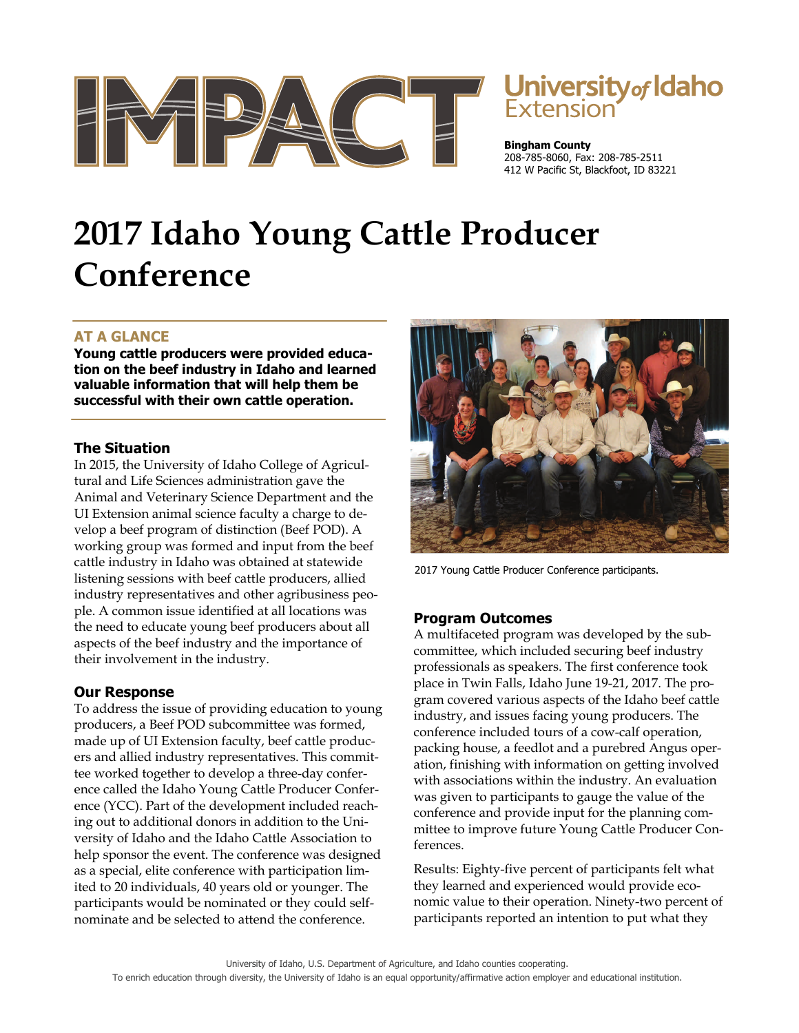University of Idaho Extension

**Bingham County**
208-785-8060, Fax: 208-785-2511
412 W Pacific St, Blackfoot, ID 83221

# 2017 Idaho Young Cattle Producer Conference

## AT A GLANCE

**Young cattle producers were provided education on the beef industry in Idaho and learned valuable information that will help them be successful with their own cattle operation.**

### The Situation

In 2015, the University of Idaho College of Agricultural and Life Sciences administration gave the Animal and Veterinary Science Department and the UI Extension animal science faculty a charge to develop a beef program of distinction (Beef POD). A working group was formed and input from the beef cattle industry in Idaho was obtained at statewide listening sessions with beef cattle producers, allied industry representatives and other agribusiness people. A common issue identified at all locations was the need to educate young beef producers about all aspects of the beef industry and the importance of their involvement in the industry.

### Our Response

To address the issue of providing education to young producers, a Beef POD subcommittee was formed, made up of UI Extension faculty, beef cattle producers and allied industry representatives. This committee worked together to develop a three-day conference called the Idaho Young Cattle Producer Conference (YCC). Part of the development included reaching out to additional donors in addition to the University of Idaho and the Idaho Cattle Association to help sponsor the event. The conference was designed as a special, elite conference with participation limited to 20 individuals, 40 years old or younger. The participants would be nominated or they could self-nominate and be selected to attend the conference.

2017 Young Cattle Producer Conference participants.

### Program Outcomes

A multifaceted program was developed by the subcommittee, which included securing beef industry professionals as speakers. The first conference took place in Twin Falls, Idaho June 19-21, 2017. The program covered various aspects of the Idaho beef cattle industry, and issues facing young producers. The conference included tours of a cow-calf operation, packing house, a feedlot and a purebred Angus operation, finishing with information on getting involved with associations within the industry. An evaluation was given to participants to gauge the value of the conference and provide input for the planning committee to improve future Young Cattle Producer Conferences.

Results: Eighty-five percent of participants felt what they learned and experienced would provide economic value to their operation. Ninety-two percent of participants reported an intention to put what they

University of Idaho, U.S. Department of Agriculture, and Idaho counties cooperating.
To enrich education through diversity, the University of Idaho is an equal opportunity/affirmative action employer and educational institution.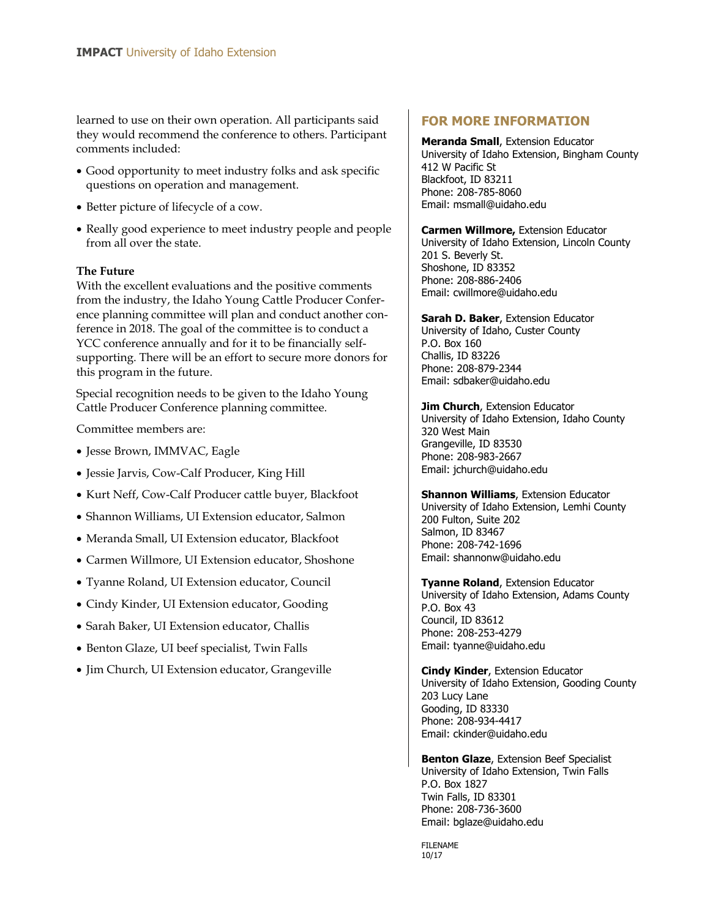learned to use on their own operation. All participants said they would recommend the conference to others. Participant comments included:

- Good opportunity to meet industry folks and ask specific questions on operation and management.
- Better picture of lifecycle of a cow.
- Really good experience to meet industry people and people from all over the state.

**The Future**

With the excellent evaluations and the positive comments from the industry, the Idaho Young Cattle Producer Conference planning committee will plan and conduct another conference in 2018. The goal of the committee is to conduct a YCC conference annually and for it to be financially self-supporting. There will be an effort to secure more donors for this program in the future.

Special recognition needs to be given to the Idaho Young Cattle Producer Conference planning committee.

Committee members are:

- Jesse Brown, IMMVAC, Eagle
- Jessie Jarvis, Cow-Calf Producer, King Hill
- Kurt Neff, Cow-Calf Producer cattle buyer, Blackfoot
- Shannon Williams, UI Extension educator, Salmon
- Meranda Small, UI Extension educator, Blackfoot
- Carmen Willmore, UI Extension educator, Shoshone
- Tyanne Roland, UI Extension educator, Council
- Cindy Kinder, UI Extension educator, Gooding
- Sarah Baker, UI Extension educator, Challis
- Benton Glaze, UI beef specialist, Twin Falls
- Jim Church, UI Extension educator, Grangeville

## FOR MORE INFORMATION

**Meranda Small**, Extension Educator
University of Idaho Extension, Bingham County
412 W Pacific St
Blackfoot, ID 83211
Phone: 208-785-8060
Email: msmall@uidaho.edu

**Carmen Willmore,** Extension Educator
University of Idaho Extension, Lincoln County
201 S. Beverly St.
Shoshone, ID 83352
Phone: 208-886-2406
Email: cwillmore@uidaho.edu

**Sarah D. Baker**, Extension Educator
University of Idaho, Custer County
P.O. Box 160
Challis, ID 83226
Phone: 208-879-2344
Email: sdbaker@uidaho.edu

**Jim Church**, Extension Educator
University of Idaho Extension, Idaho County
320 West Main
Grangeville, ID 83530
Phone: 208-983-2667
Email: jchurch@uidaho.edu

**Shannon Williams**, Extension Educator
University of Idaho Extension, Lemhi County
200 Fulton, Suite 202
Salmon, ID 83467
Phone: 208-742-1696
Email: shannonw@uidaho.edu

**Tyanne Roland**, Extension Educator
University of Idaho Extension, Adams County
P.O. Box 43
Council, ID 83612
Phone: 208-253-4279
Email: tyanne@uidaho.edu

**Cindy Kinder**, Extension Educator
University of Idaho Extension, Gooding County
203 Lucy Lane
Gooding, ID 83330
Phone: 208-934-4417
Email: ckinder@uidaho.edu

**Benton Glaze**, Extension Beef Specialist
University of Idaho Extension, Twin Falls
P.O. Box 1827
Twin Falls, ID 83301
Phone: 208-736-3600
Email: bglaze@uidaho.edu

FILENAME
10/17